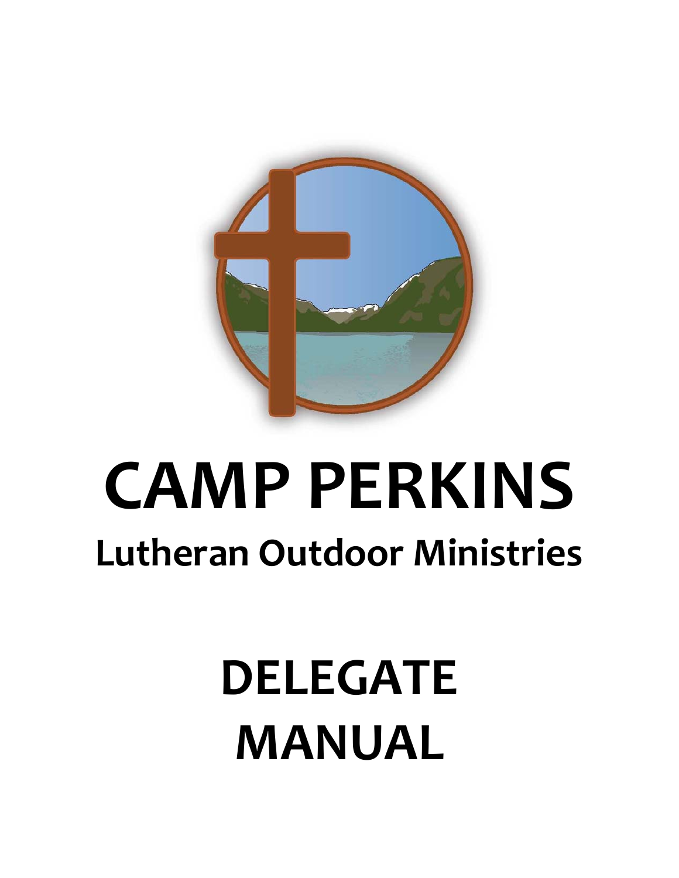# CAMP PERKINS

## Lutheran Outdoor Ministries

# DELEGATE MANUAL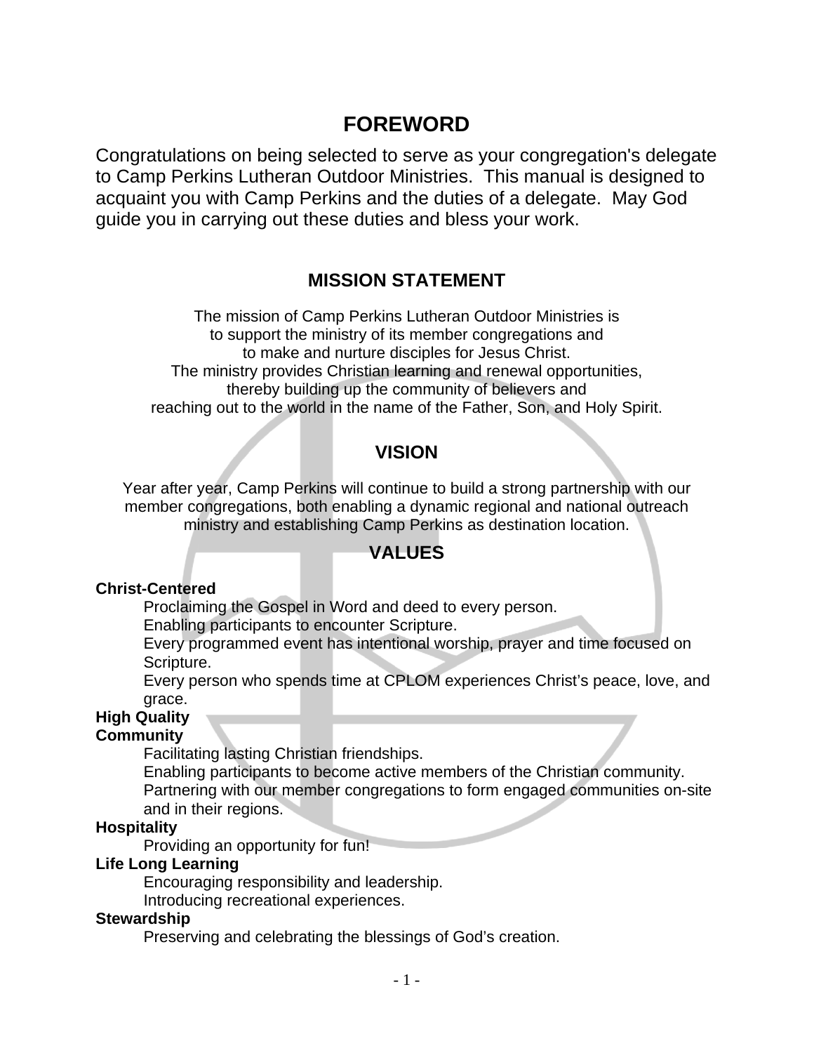# FOREWORD

Congratulations on being selected to serve as your congregation's delegate to Camp Perkins Lutheran Outdoor Ministries. This manual is designed to acquaint you with Camp Perkins and the duties of a delegate. May God guide you in carrying out these duties and bless your work.

## MISSION STATEMENT

The mission of Camp Perkins Lutheran Outdoor Ministries is
to support the ministry of its member congregations and
to make and nurture disciples for Jesus Christ.
The ministry provides Christian learning and renewal opportunities,
thereby building up the community of believers and
reaching out to the world in the name of the Father, Son, and Holy Spirit.

## VISION

Year after year, Camp Perkins will continue to build a strong partnership with our member congregations, both enabling a dynamic regional and national outreach ministry and establishing Camp Perkins as destination location.

## VALUES

**Christ-Centered**

Proclaiming the Gospel in Word and deed to every person.
Enabling participants to encounter Scripture.
Every programmed event has intentional worship, prayer and time focused on Scripture.
Every person who spends time at CPLOM experiences Christ's peace, love, and grace.

**High Quality**

**Community**

Facilitating lasting Christian friendships.
Enabling participants to become active members of the Christian community.
Partnering with our member congregations to form engaged communities on-site and in their regions.

**Hospitality**

Providing an opportunity for fun!

**Life Long Learning**

Encouraging responsibility and leadership.
Introducing recreational experiences.

**Stewardship**

Preserving and celebrating the blessings of God's creation.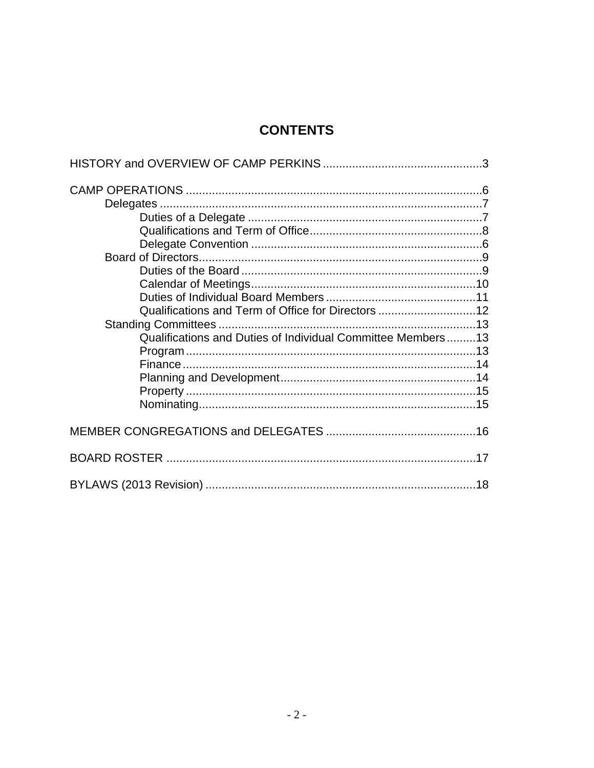# CONTENTS

HISTORY and OVERVIEW OF CAMP PERKINS ....................................................3

CAMP OPERATIONS ..........................................................................................6
- Delegates ..........................................................................................................7
  - Duties of a Delegate ......................................................................7
  - Qualifications and Term of Office....................................................8
  - Delegate Convention ......................................................................6
- Board of Directors..............................................................................................9
  - Duties of the Board ........................................................................9
  - Calendar of Meetings....................................................................10
  - Duties of Individual Board Members ..............................................11
  - Qualifications and Term of Office for Directors ..............................12
- Standing Committees ........................................................................................13
  - Qualifications and Duties of Individual Committee Members.........13
  - Program ........................................................................................13
  - Finance .........................................................................................14
  - Planning and Development............................................................14
  - Property .........................................................................................15
  - Nominating.....................................................................................15

MEMBER CONGREGATIONS and DELEGATES .............................................16

BOARD ROSTER ..............................................................................................17

BYLAWS (2013 Revision) ..................................................................................18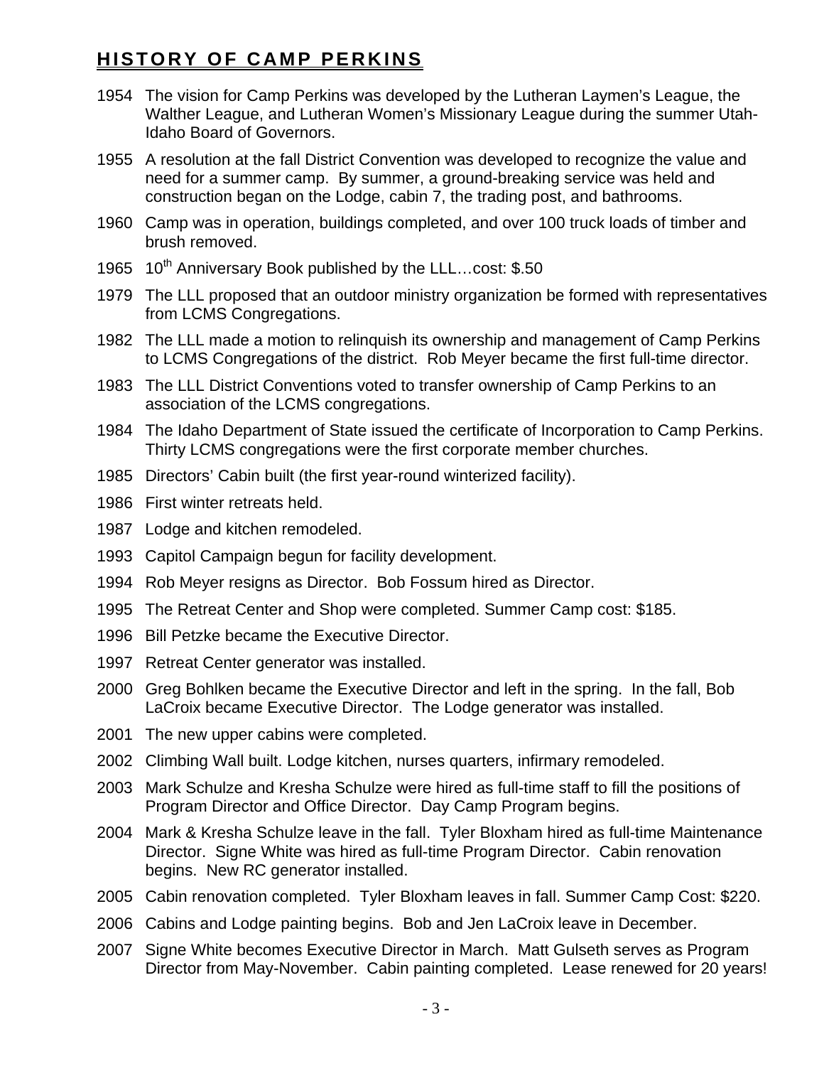# HISTORY OF CAMP PERKINS

1954 The vision for Camp Perkins was developed by the Lutheran Laymen's League, the Walther League, and Lutheran Women's Missionary League during the summer Utah-Idaho Board of Governors.

1955 A resolution at the fall District Convention was developed to recognize the value and need for a summer camp. By summer, a ground-breaking service was held and construction began on the Lodge, cabin 7, the trading post, and bathrooms.

1960 Camp was in operation, buildings completed, and over 100 truck loads of timber and brush removed.

1965 10th Anniversary Book published by the LLL…cost: $.50

1979 The LLL proposed that an outdoor ministry organization be formed with representatives from LCMS Congregations.

1982 The LLL made a motion to relinquish its ownership and management of Camp Perkins to LCMS Congregations of the district. Rob Meyer became the first full-time director.

1983 The LLL District Conventions voted to transfer ownership of Camp Perkins to an association of the LCMS congregations.

1984 The Idaho Department of State issued the certificate of Incorporation to Camp Perkins. Thirty LCMS congregations were the first corporate member churches.

1985 Directors' Cabin built (the first year-round winterized facility).

1986 First winter retreats held.

1987 Lodge and kitchen remodeled.

1993 Capitol Campaign begun for facility development.

1994 Rob Meyer resigns as Director. Bob Fossum hired as Director.

1995 The Retreat Center and Shop were completed. Summer Camp cost: $185.

1996 Bill Petzke became the Executive Director.

1997 Retreat Center generator was installed.

2000 Greg Bohlken became the Executive Director and left in the spring. In the fall, Bob LaCroix became Executive Director. The Lodge generator was installed.

2001 The new upper cabins were completed.

2002 Climbing Wall built. Lodge kitchen, nurses quarters, infirmary remodeled.

2003 Mark Schulze and Kresha Schulze were hired as full-time staff to fill the positions of Program Director and Office Director. Day Camp Program begins.

2004 Mark & Kresha Schulze leave in the fall. Tyler Bloxham hired as full-time Maintenance Director. Signe White was hired as full-time Program Director. Cabin renovation begins. New RC generator installed.

2005 Cabin renovation completed. Tyler Bloxham leaves in fall. Summer Camp Cost: $220.

2006 Cabins and Lodge painting begins. Bob and Jen LaCroix leave in December.

2007 Signe White becomes Executive Director in March. Matt Gulseth serves as Program Director from May-November. Cabin painting completed. Lease renewed for 20 years!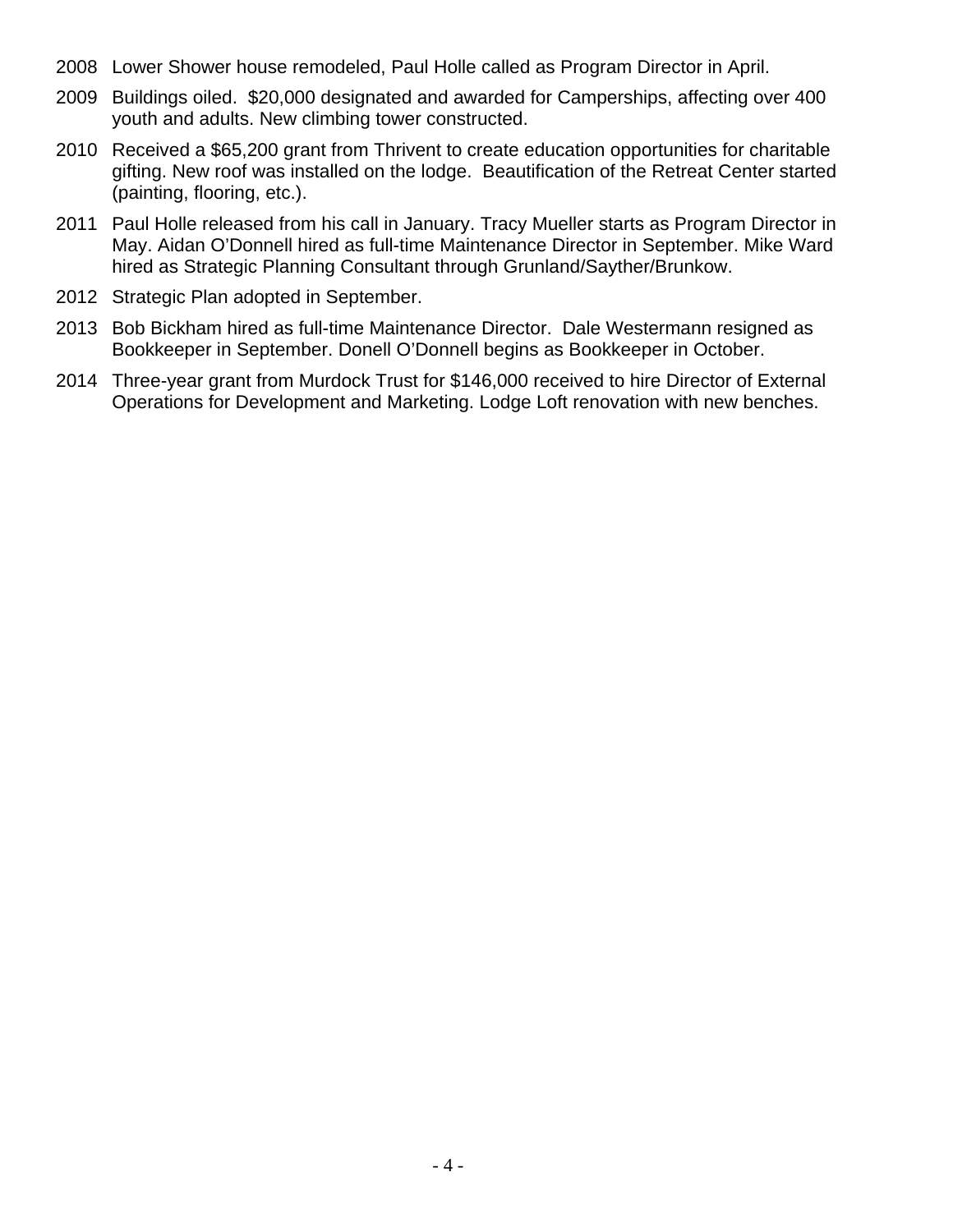2008 Lower Shower house remodeled, Paul Holle called as Program Director in April.

2009 Buildings oiled. $20,000 designated and awarded for Camperships, affecting over 400 youth and adults. New climbing tower constructed.

2010 Received a $65,200 grant from Thrivent to create education opportunities for charitable gifting. New roof was installed on the lodge. Beautification of the Retreat Center started (painting, flooring, etc.).

2011 Paul Holle released from his call in January. Tracy Mueller starts as Program Director in May. Aidan O'Donnell hired as full-time Maintenance Director in September. Mike Ward hired as Strategic Planning Consultant through Grunland/Sayther/Brunkow.

2012 Strategic Plan adopted in September.

2013 Bob Bickham hired as full-time Maintenance Director. Dale Westermann resigned as Bookkeeper in September. Donell O'Donnell begins as Bookkeeper in October.

2014 Three-year grant from Murdock Trust for $146,000 received to hire Director of External Operations for Development and Marketing. Lodge Loft renovation with new benches.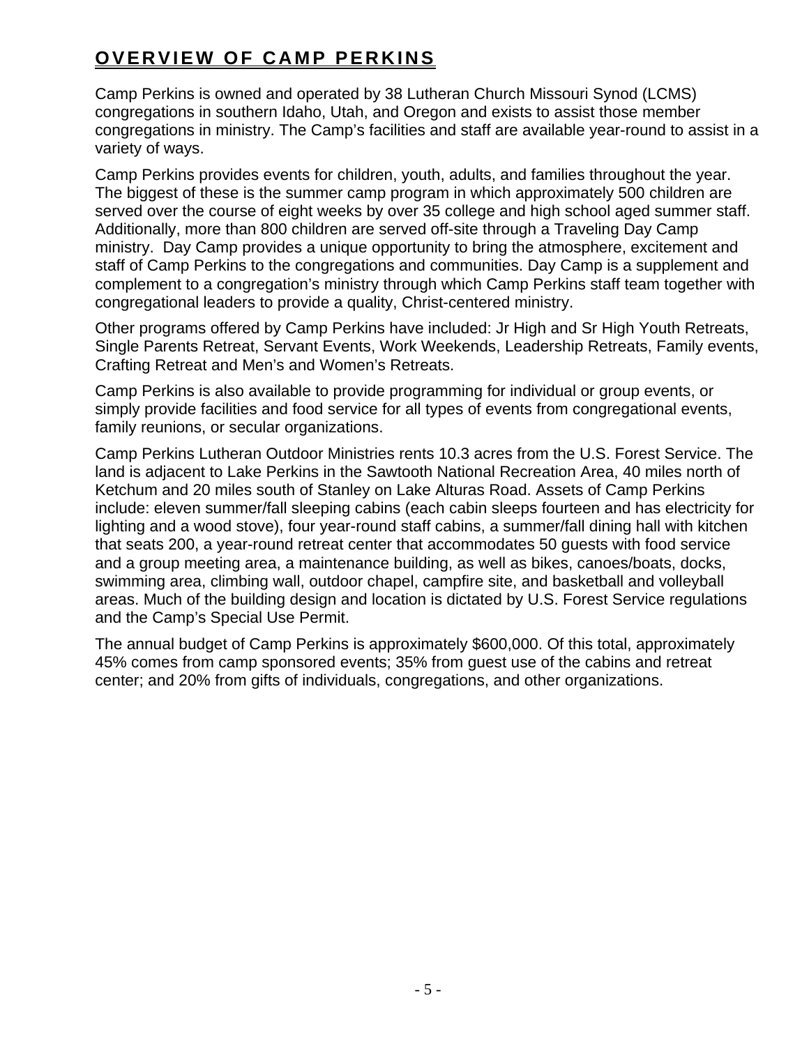## OVERVIEW OF CAMP PERKINS

Camp Perkins is owned and operated by 38 Lutheran Church Missouri Synod (LCMS) congregations in southern Idaho, Utah, and Oregon and exists to assist those member congregations in ministry. The Camp's facilities and staff are available year-round to assist in a variety of ways.

Camp Perkins provides events for children, youth, adults, and families throughout the year. The biggest of these is the summer camp program in which approximately 500 children are served over the course of eight weeks by over 35 college and high school aged summer staff. Additionally, more than 800 children are served off-site through a Traveling Day Camp ministry. Day Camp provides a unique opportunity to bring the atmosphere, excitement and staff of Camp Perkins to the congregations and communities. Day Camp is a supplement and complement to a congregation's ministry through which Camp Perkins staff team together with congregational leaders to provide a quality, Christ-centered ministry.

Other programs offered by Camp Perkins have included: Jr High and Sr High Youth Retreats, Single Parents Retreat, Servant Events, Work Weekends, Leadership Retreats, Family events, Crafting Retreat and Men's and Women's Retreats.

Camp Perkins is also available to provide programming for individual or group events, or simply provide facilities and food service for all types of events from congregational events, family reunions, or secular organizations.

Camp Perkins Lutheran Outdoor Ministries rents 10.3 acres from the U.S. Forest Service. The land is adjacent to Lake Perkins in the Sawtooth National Recreation Area, 40 miles north of Ketchum and 20 miles south of Stanley on Lake Alturas Road. Assets of Camp Perkins include: eleven summer/fall sleeping cabins (each cabin sleeps fourteen and has electricity for lighting and a wood stove), four year-round staff cabins, a summer/fall dining hall with kitchen that seats 200, a year-round retreat center that accommodates 50 guests with food service and a group meeting area, a maintenance building, as well as bikes, canoes/boats, docks, swimming area, climbing wall, outdoor chapel, campfire site, and basketball and volleyball areas. Much of the building design and location is dictated by U.S. Forest Service regulations and the Camp's Special Use Permit.

The annual budget of Camp Perkins is approximately $600,000. Of this total, approximately 45% comes from camp sponsored events; 35% from guest use of the cabins and retreat center; and 20% from gifts of individuals, congregations, and other organizations.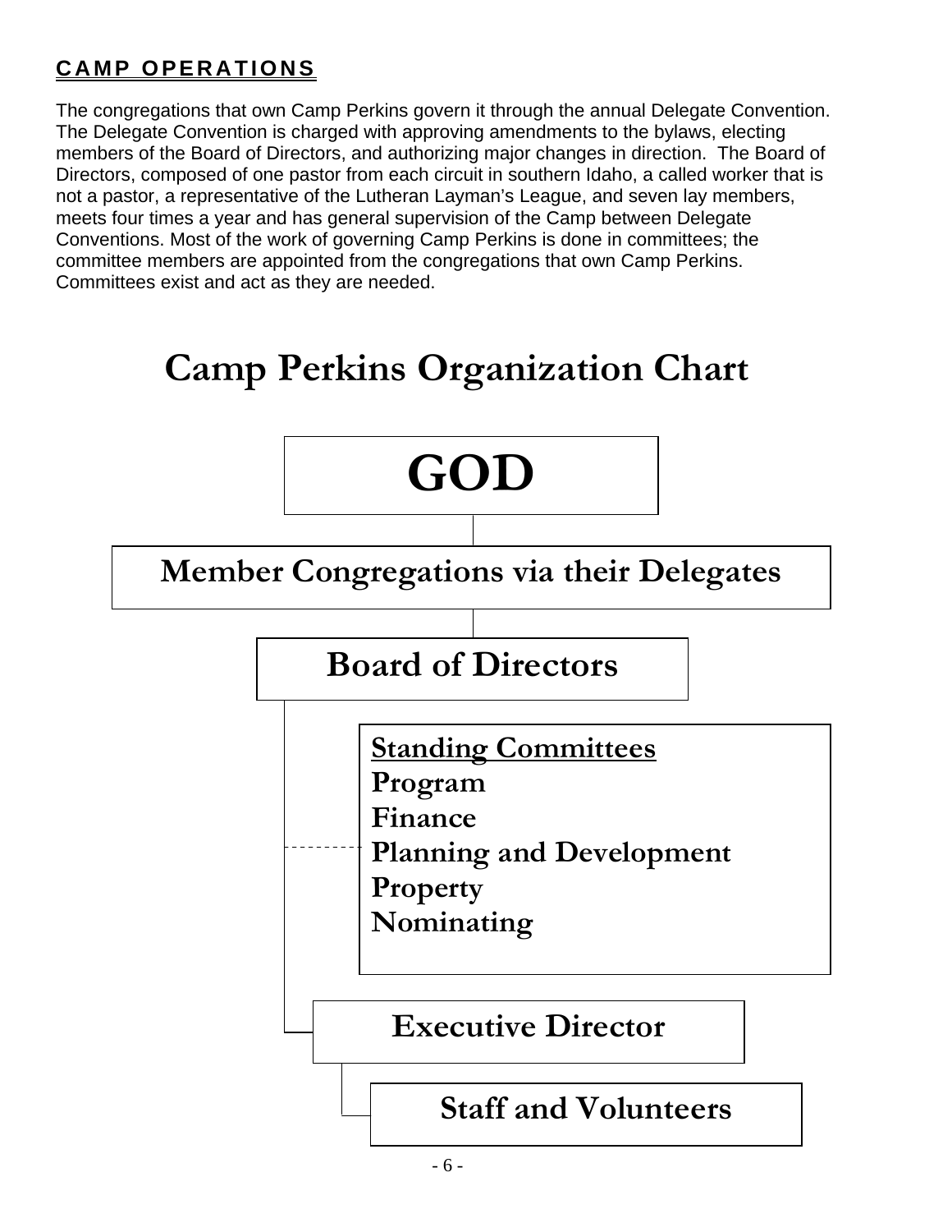## CAMP OPERATIONS

The congregations that own Camp Perkins govern it through the annual Delegate Convention. The Delegate Convention is charged with approving amendments to the bylaws, electing members of the Board of Directors, and authorizing major changes in direction. The Board of Directors, composed of one pastor from each circuit in southern Idaho, a called worker that is not a pastor, a representative of the Lutheran Layman's League, and seven lay members, meets four times a year and has general supervision of the Camp between Delegate Conventions. Most of the work of governing Camp Perkins is done in committees; the committee members are appointed from the congregations that own Camp Perkins. Committees exist and act as they are needed.

# Camp Perkins Organization Chart

**GOD**

**Member Congregations via their Delegates**

**Board of Directors**

**Standing Committees**
- **Program**
- **Finance**
- **Planning and Development**
- **Property**
- **Nominating**

**Executive Director**

**Staff and Volunteers**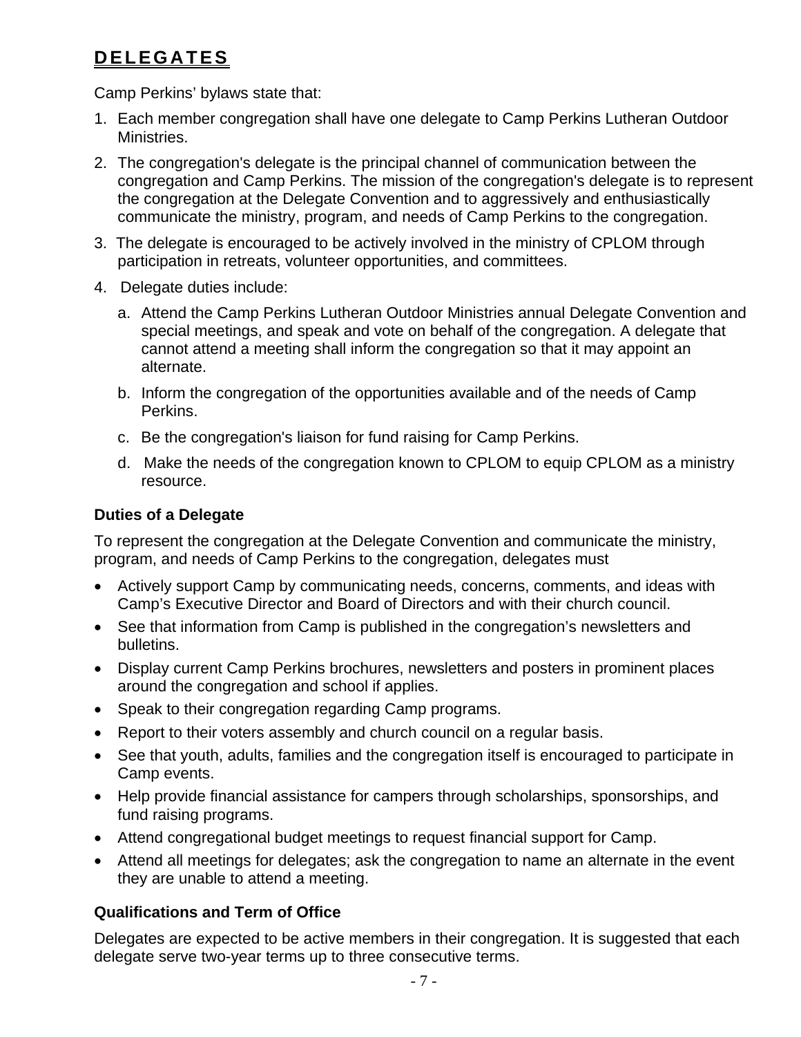# DELEGATES

Camp Perkins' bylaws state that:

1. Each member congregation shall have one delegate to Camp Perkins Lutheran Outdoor Ministries.
2. The congregation's delegate is the principal channel of communication between the congregation and Camp Perkins. The mission of the congregation's delegate is to represent the congregation at the Delegate Convention and to aggressively and enthusiastically communicate the ministry, program, and needs of Camp Perkins to the congregation.
3. The delegate is encouraged to be actively involved in the ministry of CPLOM through participation in retreats, volunteer opportunities, and committees.
4. Delegate duties include:
   a. Attend the Camp Perkins Lutheran Outdoor Ministries annual Delegate Convention and special meetings, and speak and vote on behalf of the congregation. A delegate that cannot attend a meeting shall inform the congregation so that it may appoint an alternate.
   b. Inform the congregation of the opportunities available and of the needs of Camp Perkins.
   c. Be the congregation's liaison for fund raising for Camp Perkins.
   d. Make the needs of the congregation known to CPLOM to equip CPLOM as a ministry resource.

### Duties of a Delegate

To represent the congregation at the Delegate Convention and communicate the ministry, program, and needs of Camp Perkins to the congregation, delegates must

- Actively support Camp by communicating needs, concerns, comments, and ideas with Camp's Executive Director and Board of Directors and with their church council.
- See that information from Camp is published in the congregation's newsletters and bulletins.
- Display current Camp Perkins brochures, newsletters and posters in prominent places around the congregation and school if applies.
- Speak to their congregation regarding Camp programs.
- Report to their voters assembly and church council on a regular basis.
- See that youth, adults, families and the congregation itself is encouraged to participate in Camp events.
- Help provide financial assistance for campers through scholarships, sponsorships, and fund raising programs.
- Attend congregational budget meetings to request financial support for Camp.
- Attend all meetings for delegates; ask the congregation to name an alternate in the event they are unable to attend a meeting.

### Qualifications and Term of Office

Delegates are expected to be active members in their congregation. It is suggested that each delegate serve two-year terms up to three consecutive terms.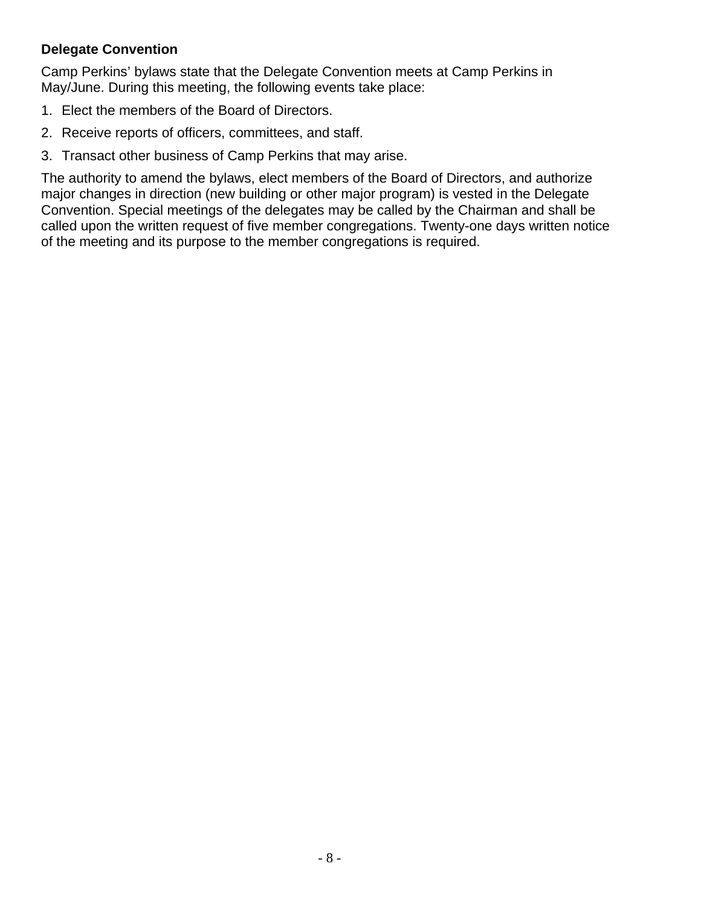**Delegate Convention**

Camp Perkins' bylaws state that the Delegate Convention meets at Camp Perkins in May/June. During this meeting, the following events take place:

1. Elect the members of the Board of Directors.
2. Receive reports of officers, committees, and staff.
3. Transact other business of Camp Perkins that may arise.

The authority to amend the bylaws, elect members of the Board of Directors, and authorize major changes in direction (new building or other major program) is vested in the Delegate Convention. Special meetings of the delegates may be called by the Chairman and shall be called upon the written request of five member congregations. Twenty-one days written notice of the meeting and its purpose to the member congregations is required.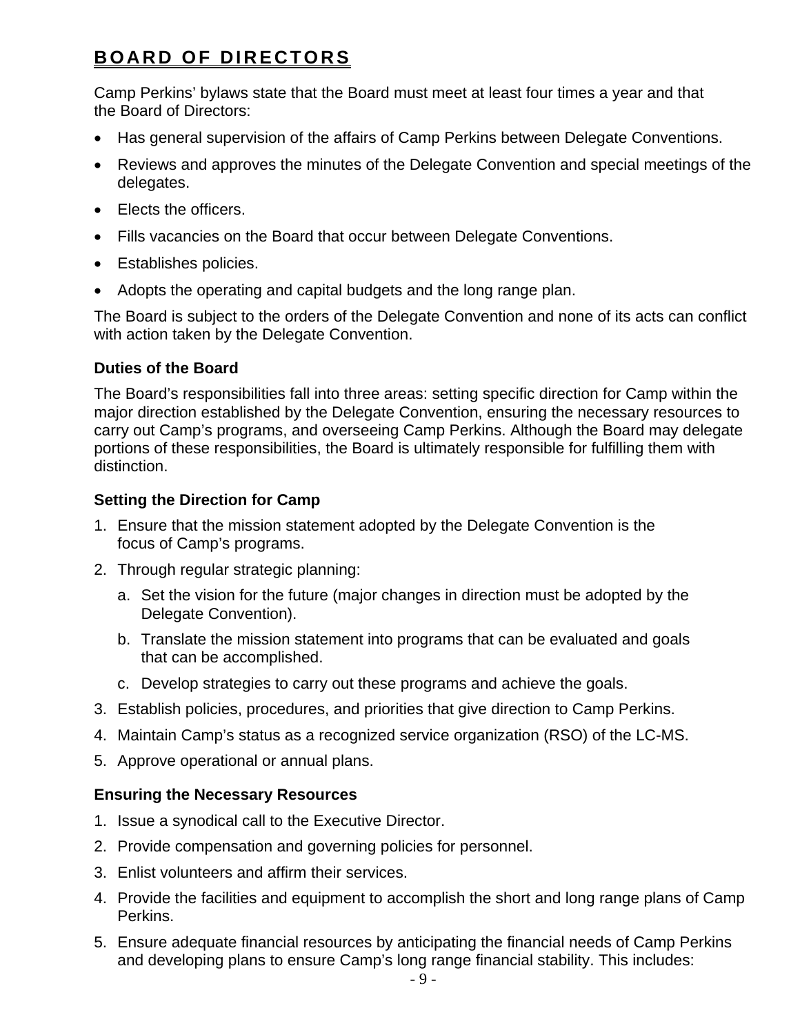## BOARD OF DIRECTORS

Camp Perkins' bylaws state that the Board must meet at least four times a year and that the Board of Directors:

- Has general supervision of the affairs of Camp Perkins between Delegate Conventions.
- Reviews and approves the minutes of the Delegate Convention and special meetings of the delegates.
- Elects the officers.
- Fills vacancies on the Board that occur between Delegate Conventions.
- Establishes policies.
- Adopts the operating and capital budgets and the long range plan.

The Board is subject to the orders of the Delegate Convention and none of its acts can conflict with action taken by the Delegate Convention.

### Duties of the Board

The Board's responsibilities fall into three areas: setting specific direction for Camp within the major direction established by the Delegate Convention, ensuring the necessary resources to carry out Camp's programs, and overseeing Camp Perkins. Although the Board may delegate portions of these responsibilities, the Board is ultimately responsible for fulfilling them with distinction.

### Setting the Direction for Camp

1. Ensure that the mission statement adopted by the Delegate Convention is the focus of Camp's programs.
2. Through regular strategic planning:
   a. Set the vision for the future (major changes in direction must be adopted by the Delegate Convention).
   b. Translate the mission statement into programs that can be evaluated and goals that can be accomplished.
   c. Develop strategies to carry out these programs and achieve the goals.
3. Establish policies, procedures, and priorities that give direction to Camp Perkins.
4. Maintain Camp's status as a recognized service organization (RSO) of the LC-MS.
5. Approve operational or annual plans.

### Ensuring the Necessary Resources

1. Issue a synodical call to the Executive Director.
2. Provide compensation and governing policies for personnel.
3. Enlist volunteers and affirm their services.
4. Provide the facilities and equipment to accomplish the short and long range plans of Camp Perkins.
5. Ensure adequate financial resources by anticipating the financial needs of Camp Perkins and developing plans to ensure Camp's long range financial stability. This includes: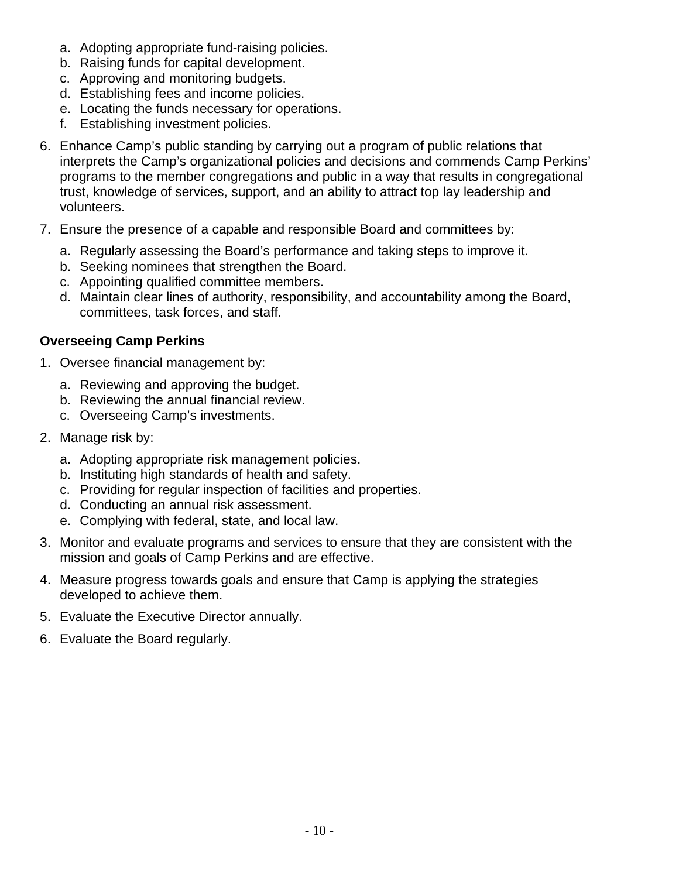a. Adopting appropriate fund-raising policies.
b. Raising funds for capital development.
c. Approving and monitoring budgets.
d. Establishing fees and income policies.
e. Locating the funds necessary for operations.
f. Establishing investment policies.

6. Enhance Camp's public standing by carrying out a program of public relations that interprets the Camp's organizational policies and decisions and commends Camp Perkins' programs to the member congregations and public in a way that results in congregational trust, knowledge of services, support, and an ability to attract top lay leadership and volunteers.

7. Ensure the presence of a capable and responsible Board and committees by:
   a. Regularly assessing the Board's performance and taking steps to improve it.
   b. Seeking nominees that strengthen the Board.
   c. Appointing qualified committee members.
   d. Maintain clear lines of authority, responsibility, and accountability among the Board, committees, task forces, and staff.

**Overseeing Camp Perkins**

1. Oversee financial management by:
   a. Reviewing and approving the budget.
   b. Reviewing the annual financial review.
   c. Overseeing Camp's investments.

2. Manage risk by:
   a. Adopting appropriate risk management policies.
   b. Instituting high standards of health and safety.
   c. Providing for regular inspection of facilities and properties.
   d. Conducting an annual risk assessment.
   e. Complying with federal, state, and local law.

3. Monitor and evaluate programs and services to ensure that they are consistent with the mission and goals of Camp Perkins and are effective.

4. Measure progress towards goals and ensure that Camp is applying the strategies developed to achieve them.

5. Evaluate the Executive Director annually.

6. Evaluate the Board regularly.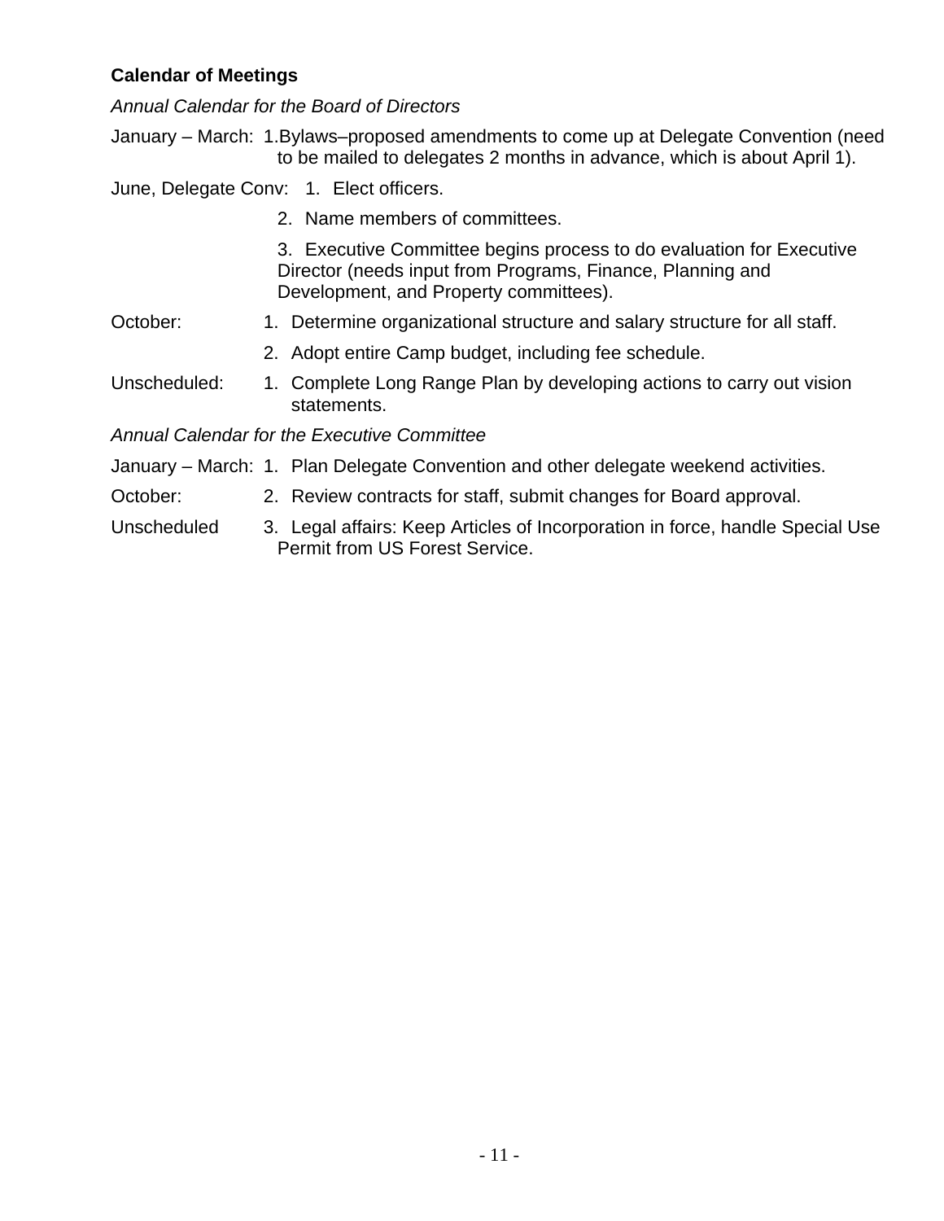**Calendar of Meetings**

*Annual Calendar for the Board of Directors*

January – March: 1. Bylaws–proposed amendments to come up at Delegate Convention (need to be mailed to delegates 2 months in advance, which is about April 1).

June, Delegate Conv:

1. Elect officers.
2. Name members of committees.
3. Executive Committee begins process to do evaluation for Executive Director (needs input from Programs, Finance, Planning and Development, and Property committees).

October:

1. Determine organizational structure and salary structure for all staff.
2. Adopt entire Camp budget, including fee schedule.

Unscheduled:

1. Complete Long Range Plan by developing actions to carry out vision statements.

*Annual Calendar for the Executive Committee*

January – March: 1. Plan Delegate Convention and other delegate weekend activities.

October: 2. Review contracts for staff, submit changes for Board approval.

Unscheduled 3. Legal affairs: Keep Articles of Incorporation in force, handle Special Use Permit from US Forest Service.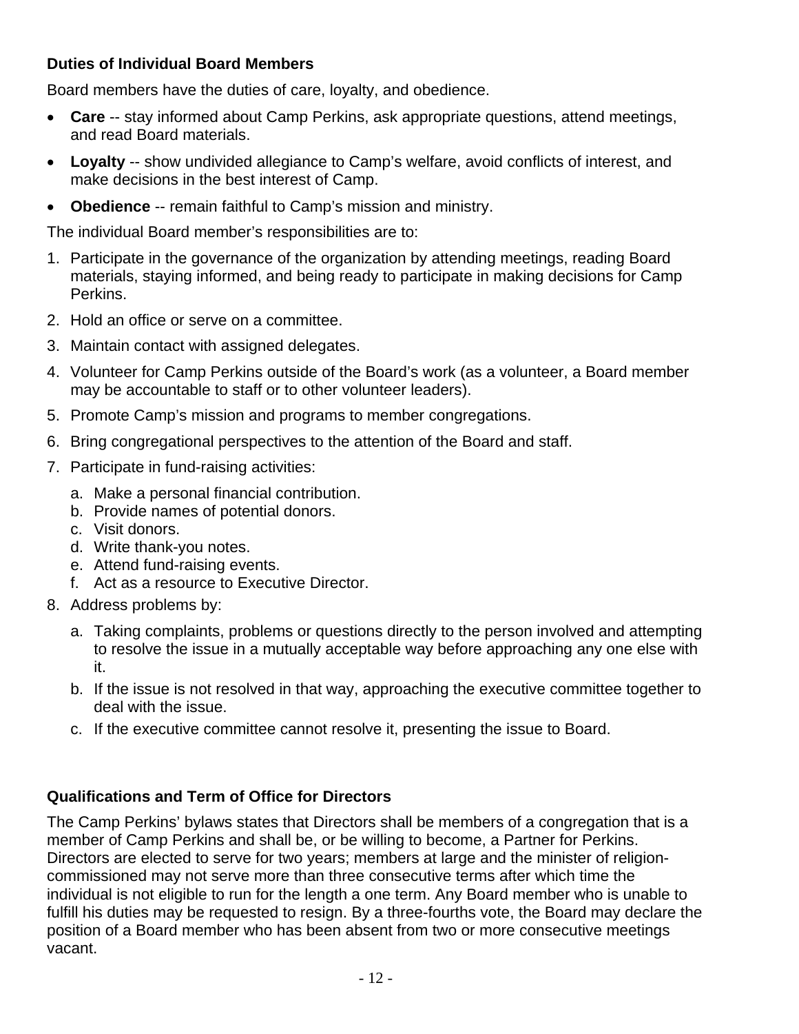**Duties of Individual Board Members**

Board members have the duties of care, loyalty, and obedience.

- **Care** -- stay informed about Camp Perkins, ask appropriate questions, attend meetings, and read Board materials.
- **Loyalty** -- show undivided allegiance to Camp's welfare, avoid conflicts of interest, and make decisions in the best interest of Camp.
- **Obedience** -- remain faithful to Camp's mission and ministry.

The individual Board member's responsibilities are to:

1. Participate in the governance of the organization by attending meetings, reading Board materials, staying informed, and being ready to participate in making decisions for Camp Perkins.
2. Hold an office or serve on a committee.
3. Maintain contact with assigned delegates.
4. Volunteer for Camp Perkins outside of the Board's work (as a volunteer, a Board member may be accountable to staff or to other volunteer leaders).
5. Promote Camp's mission and programs to member congregations.
6. Bring congregational perspectives to the attention of the Board and staff.
7. Participate in fund-raising activities:
   a. Make a personal financial contribution.
   b. Provide names of potential donors.
   c. Visit donors.
   d. Write thank-you notes.
   e. Attend fund-raising events.
   f. Act as a resource to Executive Director.
8. Address problems by:
   a. Taking complaints, problems or questions directly to the person involved and attempting to resolve the issue in a mutually acceptable way before approaching any one else with it.
   b. If the issue is not resolved in that way, approaching the executive committee together to deal with the issue.
   c. If the executive committee cannot resolve it, presenting the issue to Board.

**Qualifications and Term of Office for Directors**

The Camp Perkins' bylaws states that Directors shall be members of a congregation that is a member of Camp Perkins and shall be, or be willing to become, a Partner for Perkins. Directors are elected to serve for two years; members at large and the minister of religion-commissioned may not serve more than three consecutive terms after which time the individual is not eligible to run for the length a one term. Any Board member who is unable to fulfill his duties may be requested to resign. By a three-fourths vote, the Board may declare the position of a Board member who has been absent from two or more consecutive meetings vacant.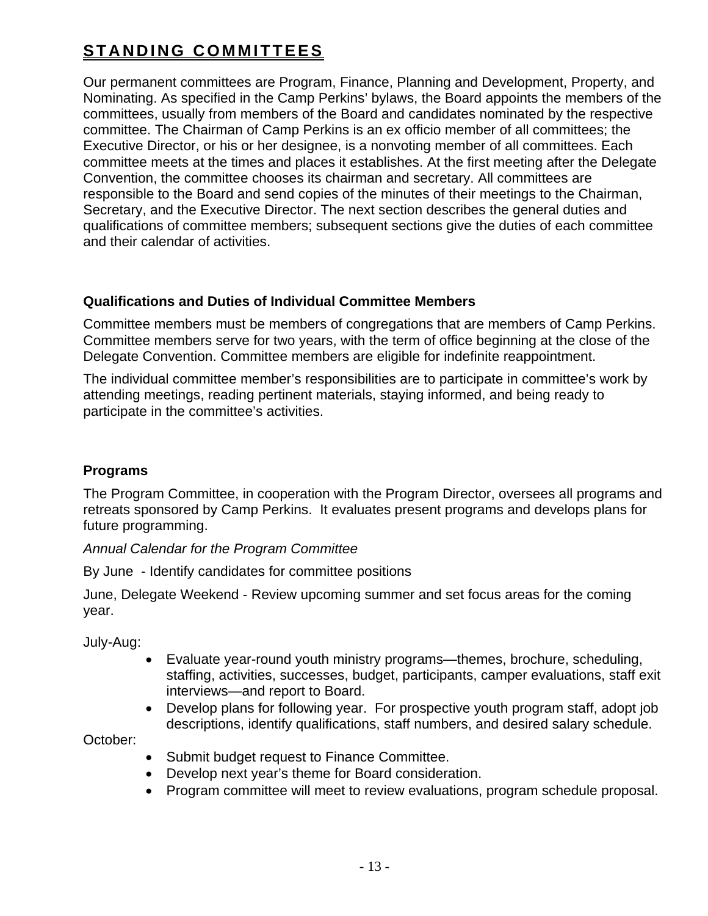## STANDING COMMITTEES

Our permanent committees are Program, Finance, Planning and Development, Property, and Nominating. As specified in the Camp Perkins' bylaws, the Board appoints the members of the committees, usually from members of the Board and candidates nominated by the respective committee. The Chairman of Camp Perkins is an ex officio member of all committees; the Executive Director, or his or her designee, is a nonvoting member of all committees. Each committee meets at the times and places it establishes. At the first meeting after the Delegate Convention, the committee chooses its chairman and secretary. All committees are responsible to the Board and send copies of the minutes of their meetings to the Chairman, Secretary, and the Executive Director. The next section describes the general duties and qualifications of committee members; subsequent sections give the duties of each committee and their calendar of activities.

### Qualifications and Duties of Individual Committee Members

Committee members must be members of congregations that are members of Camp Perkins. Committee members serve for two years, with the term of office beginning at the close of the Delegate Convention. Committee members are eligible for indefinite reappointment.

The individual committee member's responsibilities are to participate in committee's work by attending meetings, reading pertinent materials, staying informed, and being ready to participate in the committee's activities.

### Programs

The Program Committee, in cooperation with the Program Director, oversees all programs and retreats sponsored by Camp Perkins. It evaluates present programs and develops plans for future programming.

*Annual Calendar for the Program Committee*

By June - Identify candidates for committee positions

June, Delegate Weekend - Review upcoming summer and set focus areas for the coming year.

July-Aug:

- Evaluate year-round youth ministry programs—themes, brochure, scheduling, staffing, activities, successes, budget, participants, camper evaluations, staff exit interviews—and report to Board.
- Develop plans for following year. For prospective youth program staff, adopt job descriptions, identify qualifications, staff numbers, and desired salary schedule.

October:

- Submit budget request to Finance Committee.
- Develop next year's theme for Board consideration.
- Program committee will meet to review evaluations, program schedule proposal.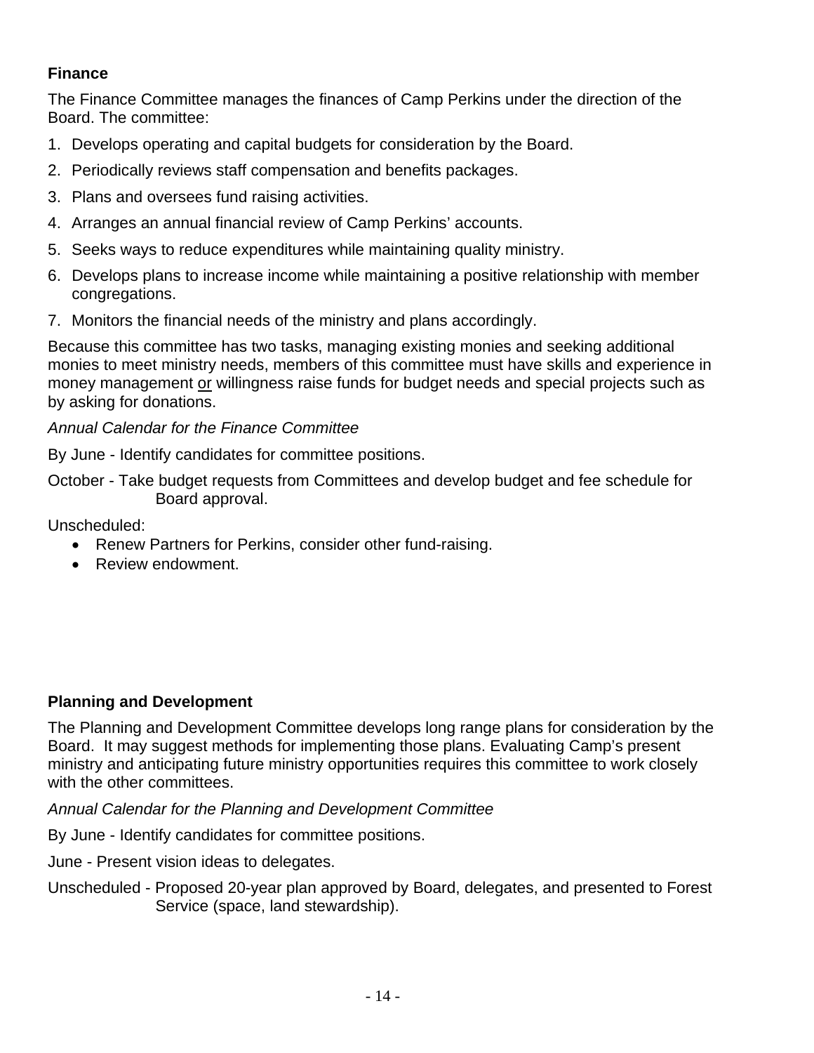**Finance**

The Finance Committee manages the finances of Camp Perkins under the direction of the Board. The committee:

1. Develops operating and capital budgets for consideration by the Board.
2. Periodically reviews staff compensation and benefits packages.
3. Plans and oversees fund raising activities.
4. Arranges an annual financial review of Camp Perkins' accounts.
5. Seeks ways to reduce expenditures while maintaining quality ministry.
6. Develops plans to increase income while maintaining a positive relationship with member congregations.
7. Monitors the financial needs of the ministry and plans accordingly.

Because this committee has two tasks, managing existing monies and seeking additional monies to meet ministry needs, members of this committee must have skills and experience in money management <u>or</u> willingness raise funds for budget needs and special projects such as by asking for donations.

*Annual Calendar for the Finance Committee*

By June - Identify candidates for committee positions.

October - Take budget requests from Committees and develop budget and fee schedule for Board approval.

Unscheduled:

- Renew Partners for Perkins, consider other fund-raising.
- Review endowment.

**Planning and Development**

The Planning and Development Committee develops long range plans for consideration by the Board. It may suggest methods for implementing those plans. Evaluating Camp's present ministry and anticipating future ministry opportunities requires this committee to work closely with the other committees.

*Annual Calendar for the Planning and Development Committee*

By June - Identify candidates for committee positions.

June - Present vision ideas to delegates.

Unscheduled - Proposed 20-year plan approved by Board, delegates, and presented to Forest Service (space, land stewardship).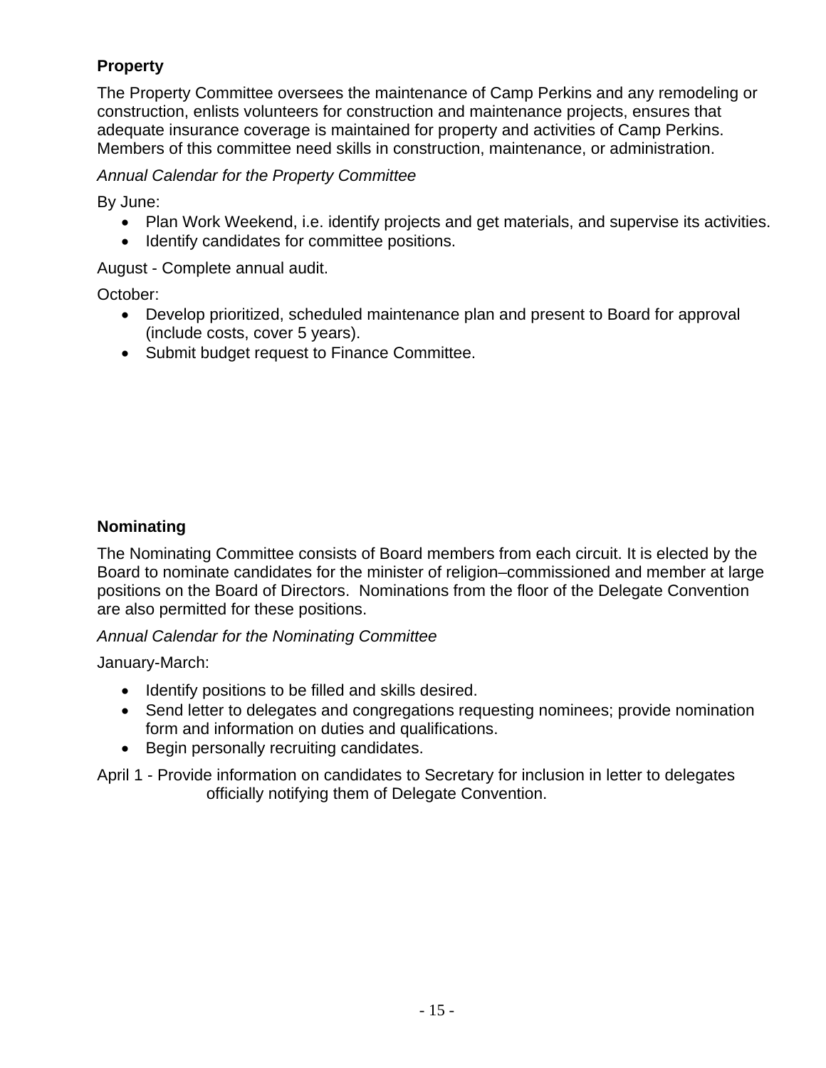### Property

The Property Committee oversees the maintenance of Camp Perkins and any remodeling or construction, enlists volunteers for construction and maintenance projects, ensures that adequate insurance coverage is maintained for property and activities of Camp Perkins. Members of this committee need skills in construction, maintenance, or administration.

*Annual Calendar for the Property Committee*

By June:

- Plan Work Weekend, i.e. identify projects and get materials, and supervise its activities.
- Identify candidates for committee positions.

August - Complete annual audit.

October:

- Develop prioritized, scheduled maintenance plan and present to Board for approval (include costs, cover 5 years).
- Submit budget request to Finance Committee.

### Nominating

The Nominating Committee consists of Board members from each circuit. It is elected by the Board to nominate candidates for the minister of religion–commissioned and member at large positions on the Board of Directors. Nominations from the floor of the Delegate Convention are also permitted for these positions.

*Annual Calendar for the Nominating Committee*

January-March:

- Identify positions to be filled and skills desired.
- Send letter to delegates and congregations requesting nominees; provide nomination form and information on duties and qualifications.
- Begin personally recruiting candidates.

April 1 - Provide information on candidates to Secretary for inclusion in letter to delegates officially notifying them of Delegate Convention.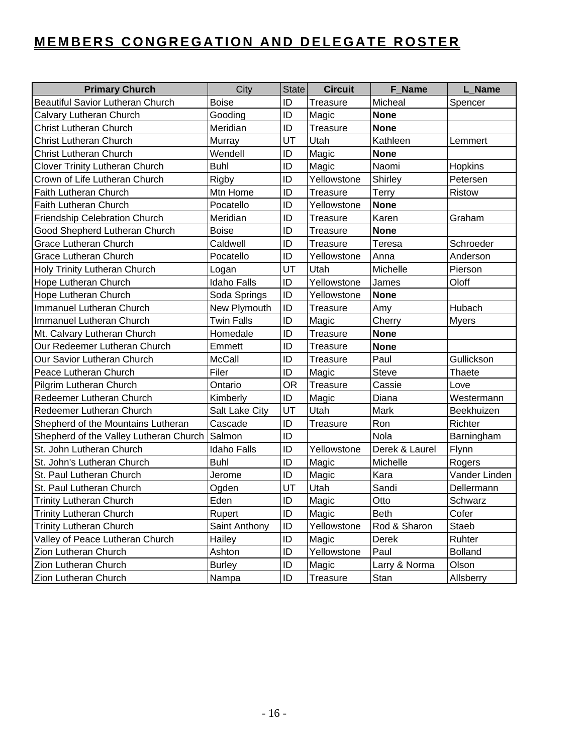# MEMBERS CONGREGATION AND DELEGATE ROSTER

| Primary Church | City | State | Circuit | F_Name | L_Name |
|---|---|---|---|---|---|
| Beautiful Savior Lutheran Church | Boise | ID | Treasure | Micheal | Spencer |
| Calvary Lutheran Church | Gooding | ID | Magic | **None** | |
| Christ Lutheran Church | Meridian | ID | Treasure | **None** | |
| Christ Lutheran Church | Murray | UT | Utah | Kathleen | Lemmert |
| Christ Lutheran Church | Wendell | ID | Magic | **None** | |
| Clover Trinity Lutheran Church | Buhl | ID | Magic | Naomi | Hopkins |
| Crown of Life Lutheran Church | Rigby | ID | Yellowstone | Shirley | Petersen |
| Faith Lutheran Church | Mtn Home | ID | Treasure | Terry | Ristow |
| Faith Lutheran Church | Pocatello | ID | Yellowstone | **None** | |
| Friendship Celebration Church | Meridian | ID | Treasure | Karen | Graham |
| Good Shepherd Lutheran Church | Boise | ID | Treasure | **None** | |
| Grace Lutheran Church | Caldwell | ID | Treasure | Teresa | Schroeder |
| Grace Lutheran Church | Pocatello | ID | Yellowstone | Anna | Anderson |
| Holy Trinity Lutheran Church | Logan | UT | Utah | Michelle | Pierson |
| Hope Lutheran Church | Idaho Falls | ID | Yellowstone | James | Oloff |
| Hope Lutheran Church | Soda Springs | ID | Yellowstone | **None** | |
| Immanuel Lutheran Church | New Plymouth | ID | Treasure | Amy | Hubach |
| Immanuel Lutheran Church | Twin Falls | ID | Magic | Cherry | Myers |
| Mt. Calvary Lutheran Church | Homedale | ID | Treasure | **None** | |
| Our Redeemer Lutheran Church | Emmett | ID | Treasure | **None** | |
| Our Savior Lutheran Church | McCall | ID | Treasure | Paul | Gullickson |
| Peace Lutheran Church | Filer | ID | Magic | Steve | Thaete |
| Pilgrim Lutheran Church | Ontario | OR | Treasure | Cassie | Love |
| Redeemer Lutheran Church | Kimberly | ID | Magic | Diana | Westermann |
| Redeemer Lutheran Church | Salt Lake City | UT | Utah | Mark | Beekhuizen |
| Shepherd of the Mountains Lutheran | Cascade | ID | Treasure | Ron | Richter |
| Shepherd of the Valley Lutheran Church | Salmon | ID | | Nola | Barningham |
| St. John Lutheran Church | Idaho Falls | ID | Yellowstone | Derek & Laurel | Flynn |
| St. John's Lutheran Church | Buhl | ID | Magic | Michelle | Rogers |
| St. Paul Lutheran Church | Jerome | ID | Magic | Kara | Vander Linden |
| St. Paul Lutheran Church | Ogden | UT | Utah | Sandi | Dellermann |
| Trinity Lutheran Church | Eden | ID | Magic | Otto | Schwarz |
| Trinity Lutheran Church | Rupert | ID | Magic | Beth | Cofer |
| Trinity Lutheran Church | Saint Anthony | ID | Yellowstone | Rod & Sharon | Staeb |
| Valley of Peace Lutheran Church | Hailey | ID | Magic | Derek | Ruhter |
| Zion Lutheran Church | Ashton | ID | Yellowstone | Paul | Bolland |
| Zion Lutheran Church | Burley | ID | Magic | Larry & Norma | Olson |
| Zion Lutheran Church | Nampa | ID | Treasure | Stan | Allsberry |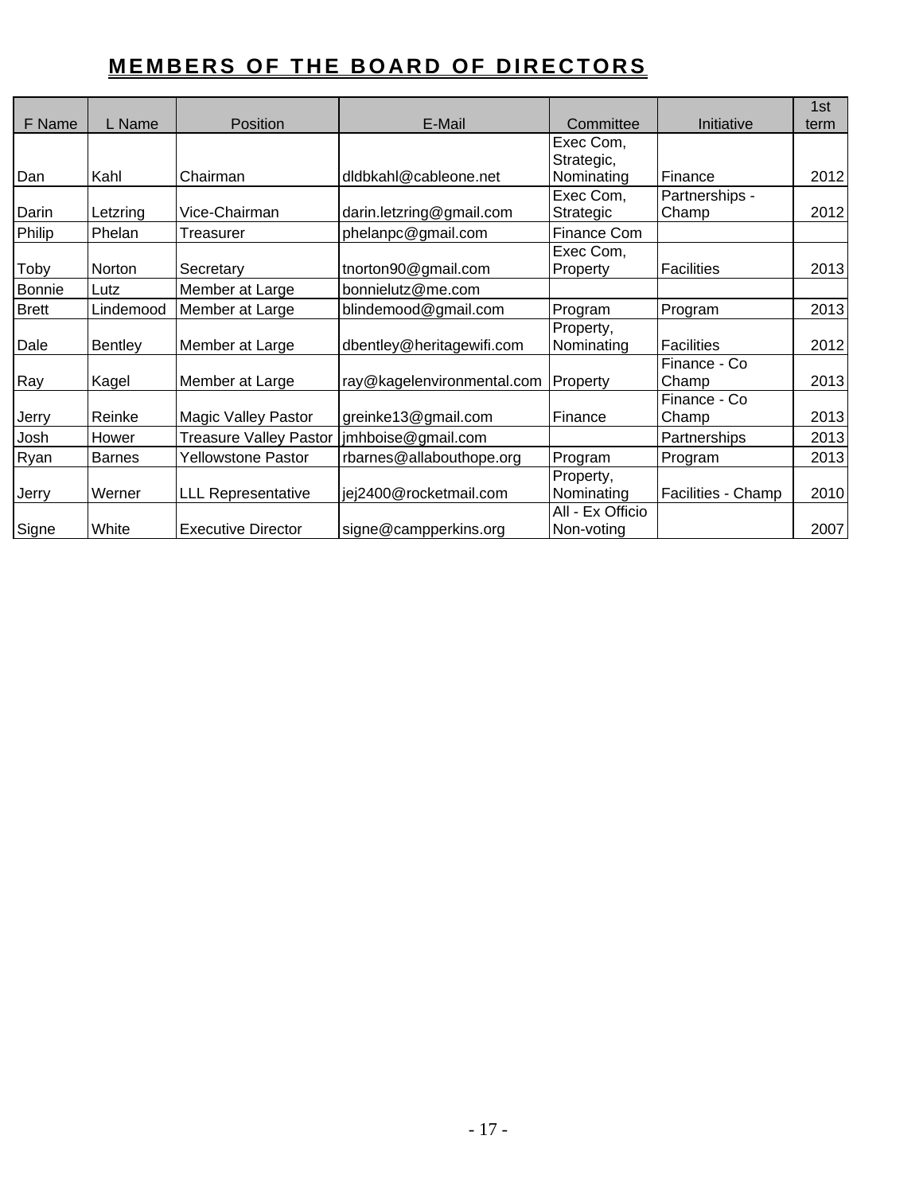# MEMBERS OF THE BOARD OF DIRECTORS

| F Name | L Name | Position | E-Mail | Committee | Initiative | 1st term |
|---|---|---|---|---|---|---|
| Dan | Kahl | Chairman | dldbkahl@cableone.net | Exec Com, Strategic, Nominating | Finance | 2012 |
| Darin | Letzring | Vice-Chairman | darin.letzring@gmail.com | Exec Com, Strategic | Partnerships - Champ | 2012 |
| Philip | Phelan | Treasurer | phelanpc@gmail.com | Finance Com | | |
| Toby | Norton | Secretary | tnorton90@gmail.com | Exec Com, Property | Facilities | 2013 |
| Bonnie | Lutz | Member at Large | bonnielutz@me.com | | | |
| Brett | Lindemood | Member at Large | blindemood@gmail.com | Program | Program | 2013 |
| Dale | Bentley | Member at Large | dbentley@heritagewifi.com | Property, Nominating | Facilities | 2012 |
| Ray | Kagel | Member at Large | ray@kagelenvironmental.com | Property | Finance - Co Champ | 2013 |
| Jerry | Reinke | Magic Valley Pastor | greinke13@gmail.com | Finance | Finance - Co Champ | 2013 |
| Josh | Hower | Treasure Valley Pastor | jmhboise@gmail.com | | Partnerships | 2013 |
| Ryan | Barnes | Yellowstone Pastor | rbarnes@allabouthope.org | Program | Program | 2013 |
| Jerry | Werner | LLL Representative | jej2400@rocketmail.com | Property, Nominating | Facilities - Champ | 2010 |
| Signe | White | Executive Director | signe@campperkins.org | All - Ex Officio Non-voting | | 2007 |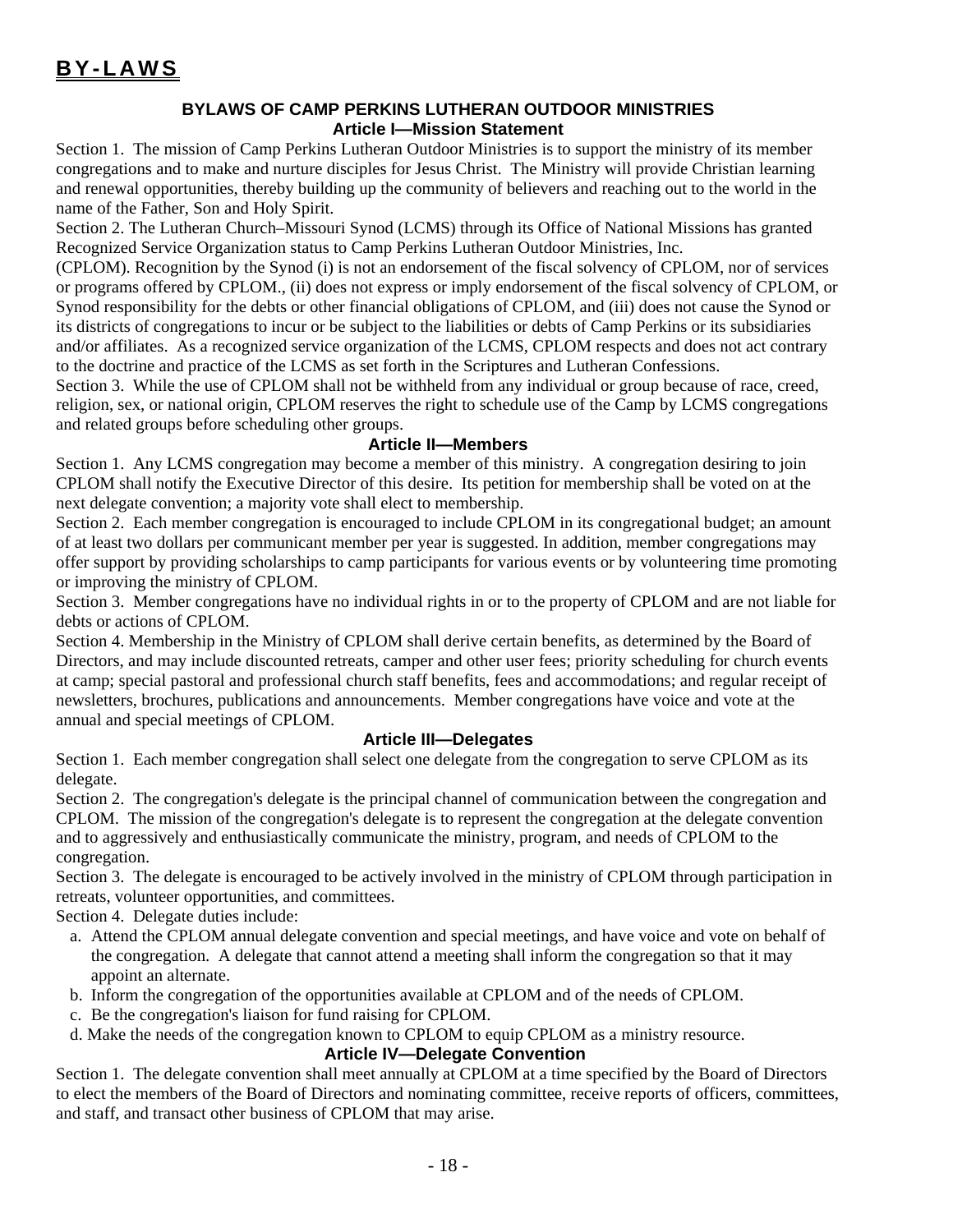// BY-LAWS

## BYLAWS OF CAMP PERKINS LUTHERAN OUTDOOR MINISTRIES

### Article I—Mission Statement

Section 1. The mission of Camp Perkins Lutheran Outdoor Ministries is to support the ministry of its member congregations and to make and nurture disciples for Jesus Christ. The Ministry will provide Christian learning and renewal opportunities, thereby building up the community of believers and reaching out to the world in the name of the Father, Son and Holy Spirit.

Section 2. The Lutheran Church–Missouri Synod (LCMS) through its Office of National Missions has granted Recognized Service Organization status to Camp Perkins Lutheran Outdoor Ministries, Inc. (CPLOM). Recognition by the Synod (i) is not an endorsement of the fiscal solvency of CPLOM, nor of services or programs offered by CPLOM., (ii) does not express or imply endorsement of the fiscal solvency of CPLOM, or Synod responsibility for the debts or other financial obligations of CPLOM, and (iii) does not cause the Synod or its districts of congregations to incur or be subject to the liabilities or debts of Camp Perkins or its subsidiaries and/or affiliates. As a recognized service organization of the LCMS, CPLOM respects and does not act contrary to the doctrine and practice of the LCMS as set forth in the Scriptures and Lutheran Confessions.

Section 3. While the use of CPLOM shall not be withheld from any individual or group because of race, creed, religion, sex, or national origin, CPLOM reserves the right to schedule use of the Camp by LCMS congregations and related groups before scheduling other groups.

### Article II—Members

Section 1. Any LCMS congregation may become a member of this ministry. A congregation desiring to join CPLOM shall notify the Executive Director of this desire. Its petition for membership shall be voted on at the next delegate convention; a majority vote shall elect to membership.

Section 2. Each member congregation is encouraged to include CPLOM in its congregational budget; an amount of at least two dollars per communicant member per year is suggested. In addition, member congregations may offer support by providing scholarships to camp participants for various events or by volunteering time promoting or improving the ministry of CPLOM.

Section 3. Member congregations have no individual rights in or to the property of CPLOM and are not liable for debts or actions of CPLOM.

Section 4. Membership in the Ministry of CPLOM shall derive certain benefits, as determined by the Board of Directors, and may include discounted retreats, camper and other user fees; priority scheduling for church events at camp; special pastoral and professional church staff benefits, fees and accommodations; and regular receipt of newsletters, brochures, publications and announcements. Member congregations have voice and vote at the annual and special meetings of CPLOM.

### Article III—Delegates

Section 1. Each member congregation shall select one delegate from the congregation to serve CPLOM as its delegate.

Section 2. The congregation's delegate is the principal channel of communication between the congregation and CPLOM. The mission of the congregation's delegate is to represent the congregation at the delegate convention and to aggressively and enthusiastically communicate the ministry, program, and needs of CPLOM to the congregation.

Section 3. The delegate is encouraged to be actively involved in the ministry of CPLOM through participation in retreats, volunteer opportunities, and committees.

Section 4. Delegate duties include:

a. Attend the CPLOM annual delegate convention and special meetings, and have voice and vote on behalf of the congregation. A delegate that cannot attend a meeting shall inform the congregation so that it may appoint an alternate.
b. Inform the congregation of the opportunities available at CPLOM and of the needs of CPLOM.
c. Be the congregation's liaison for fund raising for CPLOM.
d. Make the needs of the congregation known to CPLOM to equip CPLOM as a ministry resource.

### Article IV—Delegate Convention

Section 1. The delegate convention shall meet annually at CPLOM at a time specified by the Board of Directors to elect the members of the Board of Directors and nominating committee, receive reports of officers, committees, and staff, and transact other business of CPLOM that may arise.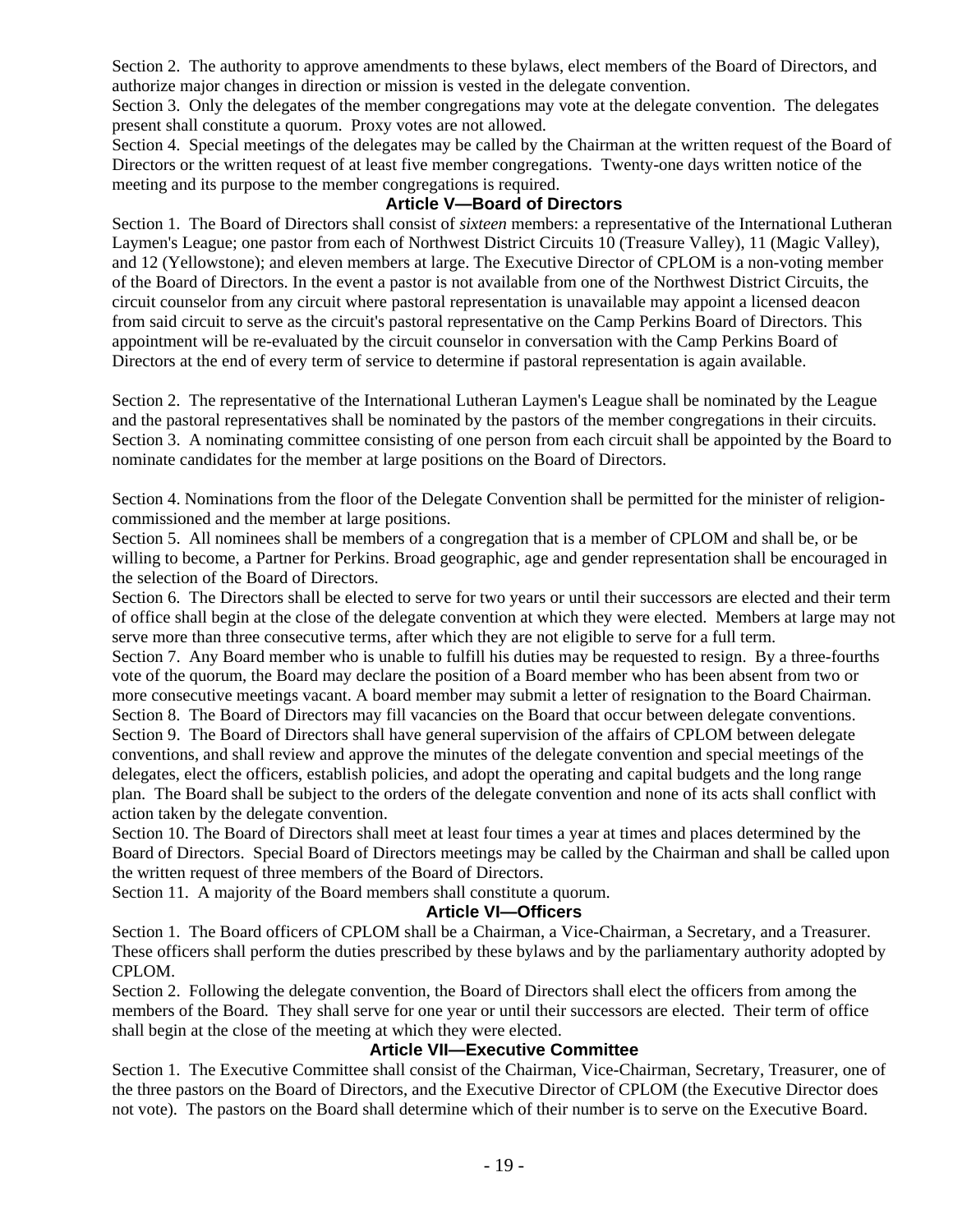Section 2. The authority to approve amendments to these bylaws, elect members of the Board of Directors, and authorize major changes in direction or mission is vested in the delegate convention.

Section 3. Only the delegates of the member congregations may vote at the delegate convention. The delegates present shall constitute a quorum. Proxy votes are not allowed.

Section 4. Special meetings of the delegates may be called by the Chairman at the written request of the Board of Directors or the written request of at least five member congregations. Twenty-one days written notice of the meeting and its purpose to the member congregations is required.

## Article V—Board of Directors

Section 1. The Board of Directors shall consist of *sixteen* members: a representative of the International Lutheran Laymen's League; one pastor from each of Northwest District Circuits 10 (Treasure Valley), 11 (Magic Valley), and 12 (Yellowstone); and eleven members at large. The Executive Director of CPLOM is a non-voting member of the Board of Directors. In the event a pastor is not available from one of the Northwest District Circuits, the circuit counselor from any circuit where pastoral representation is unavailable may appoint a licensed deacon from said circuit to serve as the circuit's pastoral representative on the Camp Perkins Board of Directors. This appointment will be re-evaluated by the circuit counselor in conversation with the Camp Perkins Board of Directors at the end of every term of service to determine if pastoral representation is again available.

Section 2. The representative of the International Lutheran Laymen's League shall be nominated by the League and the pastoral representatives shall be nominated by the pastors of the member congregations in their circuits.

Section 3. A nominating committee consisting of one person from each circuit shall be appointed by the Board to nominate candidates for the member at large positions on the Board of Directors.

Section 4. Nominations from the floor of the Delegate Convention shall be permitted for the minister of religion-commissioned and the member at large positions.

Section 5. All nominees shall be members of a congregation that is a member of CPLOM and shall be, or be willing to become, a Partner for Perkins. Broad geographic, age and gender representation shall be encouraged in the selection of the Board of Directors.

Section 6. The Directors shall be elected to serve for two years or until their successors are elected and their term of office shall begin at the close of the delegate convention at which they were elected. Members at large may not serve more than three consecutive terms, after which they are not eligible to serve for a full term.

Section 7. Any Board member who is unable to fulfill his duties may be requested to resign. By a three-fourths vote of the quorum, the Board may declare the position of a Board member who has been absent from two or more consecutive meetings vacant. A board member may submit a letter of resignation to the Board Chairman.

Section 8. The Board of Directors may fill vacancies on the Board that occur between delegate conventions.

Section 9. The Board of Directors shall have general supervision of the affairs of CPLOM between delegate conventions, and shall review and approve the minutes of the delegate convention and special meetings of the delegates, elect the officers, establish policies, and adopt the operating and capital budgets and the long range plan. The Board shall be subject to the orders of the delegate convention and none of its acts shall conflict with action taken by the delegate convention.

Section 10. The Board of Directors shall meet at least four times a year at times and places determined by the Board of Directors. Special Board of Directors meetings may be called by the Chairman and shall be called upon the written request of three members of the Board of Directors.

Section 11. A majority of the Board members shall constitute a quorum.

## Article VI—Officers

Section 1. The Board officers of CPLOM shall be a Chairman, a Vice-Chairman, a Secretary, and a Treasurer. These officers shall perform the duties prescribed by these bylaws and by the parliamentary authority adopted by CPLOM.

Section 2. Following the delegate convention, the Board of Directors shall elect the officers from among the members of the Board. They shall serve for one year or until their successors are elected. Their term of office shall begin at the close of the meeting at which they were elected.

## Article VII—Executive Committee

Section 1. The Executive Committee shall consist of the Chairman, Vice-Chairman, Secretary, Treasurer, one of the three pastors on the Board of Directors, and the Executive Director of CPLOM (the Executive Director does not vote). The pastors on the Board shall determine which of their number is to serve on the Executive Board.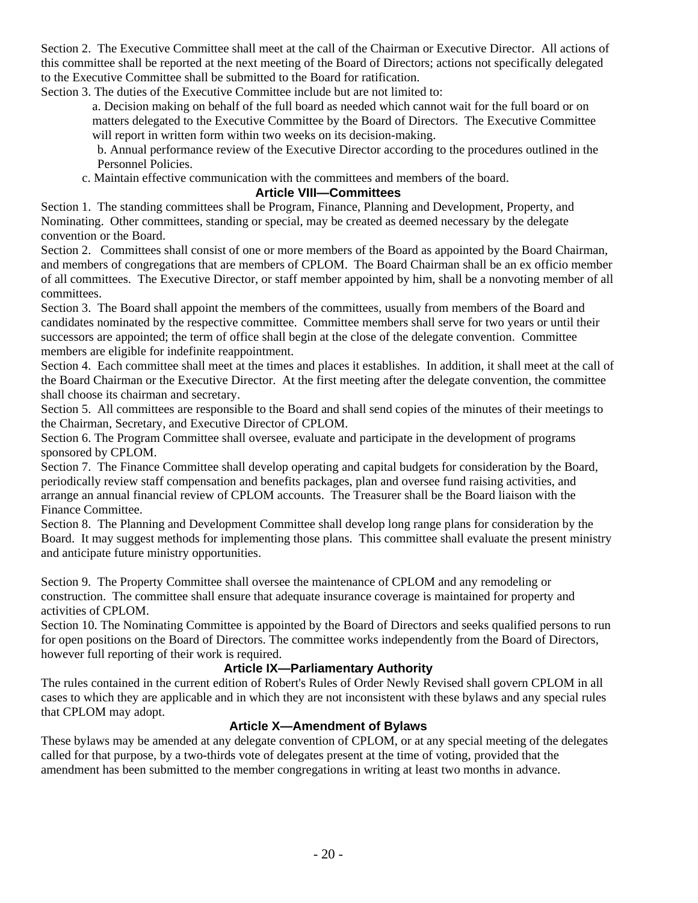Section 2. The Executive Committee shall meet at the call of the Chairman or Executive Director. All actions of this committee shall be reported at the next meeting of the Board of Directors; actions not specifically delegated to the Executive Committee shall be submitted to the Board for ratification.

Section 3. The duties of the Executive Committee include but are not limited to:

a. Decision making on behalf of the full board as needed which cannot wait for the full board or on matters delegated to the Executive Committee by the Board of Directors. The Executive Committee will report in written form within two weeks on its decision-making.

b. Annual performance review of the Executive Director according to the procedures outlined in the Personnel Policies.

c. Maintain effective communication with the committees and members of the board.

## Article VIII—Committees

Section 1. The standing committees shall be Program, Finance, Planning and Development, Property, and Nominating. Other committees, standing or special, may be created as deemed necessary by the delegate convention or the Board.

Section 2. Committees shall consist of one or more members of the Board as appointed by the Board Chairman, and members of congregations that are members of CPLOM. The Board Chairman shall be an ex officio member of all committees. The Executive Director, or staff member appointed by him, shall be a nonvoting member of all committees.

Section 3. The Board shall appoint the members of the committees, usually from members of the Board and candidates nominated by the respective committee. Committee members shall serve for two years or until their successors are appointed; the term of office shall begin at the close of the delegate convention. Committee members are eligible for indefinite reappointment.

Section 4. Each committee shall meet at the times and places it establishes. In addition, it shall meet at the call of the Board Chairman or the Executive Director. At the first meeting after the delegate convention, the committee shall choose its chairman and secretary.

Section 5. All committees are responsible to the Board and shall send copies of the minutes of their meetings to the Chairman, Secretary, and Executive Director of CPLOM.

Section 6. The Program Committee shall oversee, evaluate and participate in the development of programs sponsored by CPLOM.

Section 7. The Finance Committee shall develop operating and capital budgets for consideration by the Board, periodically review staff compensation and benefits packages, plan and oversee fund raising activities, and arrange an annual financial review of CPLOM accounts. The Treasurer shall be the Board liaison with the Finance Committee.

Section 8. The Planning and Development Committee shall develop long range plans for consideration by the Board. It may suggest methods for implementing those plans. This committee shall evaluate the present ministry and anticipate future ministry opportunities.

Section 9. The Property Committee shall oversee the maintenance of CPLOM and any remodeling or construction. The committee shall ensure that adequate insurance coverage is maintained for property and activities of CPLOM.

Section 10. The Nominating Committee is appointed by the Board of Directors and seeks qualified persons to run for open positions on the Board of Directors. The committee works independently from the Board of Directors, however full reporting of their work is required.

## Article IX—Parliamentary Authority

The rules contained in the current edition of Robert's Rules of Order Newly Revised shall govern CPLOM in all cases to which they are applicable and in which they are not inconsistent with these bylaws and any special rules that CPLOM may adopt.

## Article X—Amendment of Bylaws

These bylaws may be amended at any delegate convention of CPLOM, or at any special meeting of the delegates called for that purpose, by a two-thirds vote of delegates present at the time of voting, provided that the amendment has been submitted to the member congregations in writing at least two months in advance.